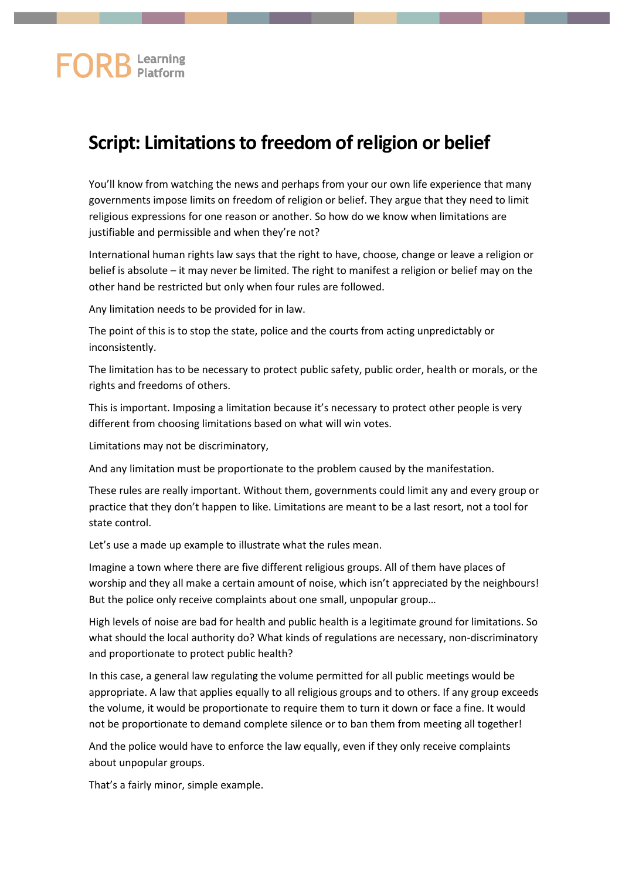FORB Learning Platform

# Script: Limitations to freedom of religion or belief

You'll know from watching the news and perhaps from your our own life experience that many governments impose limits on freedom of religion or belief. They argue that they need to limit religious expressions for one reason or another. So how do we know when limitations are justifiable and permissible and when they're not?

International human rights law says that the right to have, choose, change or leave a religion or belief is absolute – it may never be limited. The right to manifest a religion or belief may on the other hand be restricted but only when four rules are followed.

Any limitation needs to be provided for in law.

The point of this is to stop the state, police and the courts from acting unpredictably or inconsistently.

The limitation has to be necessary to protect public safety, public order, health or morals, or the rights and freedoms of others.

This is important. Imposing a limitation because it's necessary to protect other people is very different from choosing limitations based on what will win votes.

Limitations may not be discriminatory,

And any limitation must be proportionate to the problem caused by the manifestation.

These rules are really important. Without them, governments could limit any and every group or practice that they don't happen to like. Limitations are meant to be a last resort, not a tool for state control.

Let's use a made up example to illustrate what the rules mean.

Imagine a town where there are five different religious groups. All of them have places of worship and they all make a certain amount of noise, which isn't appreciated by the neighbours! But the police only receive complaints about one small, unpopular group…

High levels of noise are bad for health and public health is a legitimate ground for limitations. So what should the local authority do? What kinds of regulations are necessary, non-discriminatory and proportionate to protect public health?

In this case, a general law regulating the volume permitted for all public meetings would be appropriate. A law that applies equally to all religious groups and to others. If any group exceeds the volume, it would be proportionate to require them to turn it down or face a fine. It would not be proportionate to demand complete silence or to ban them from meeting all together!

And the police would have to enforce the law equally, even if they only receive complaints about unpopular groups.

That's a fairly minor, simple example.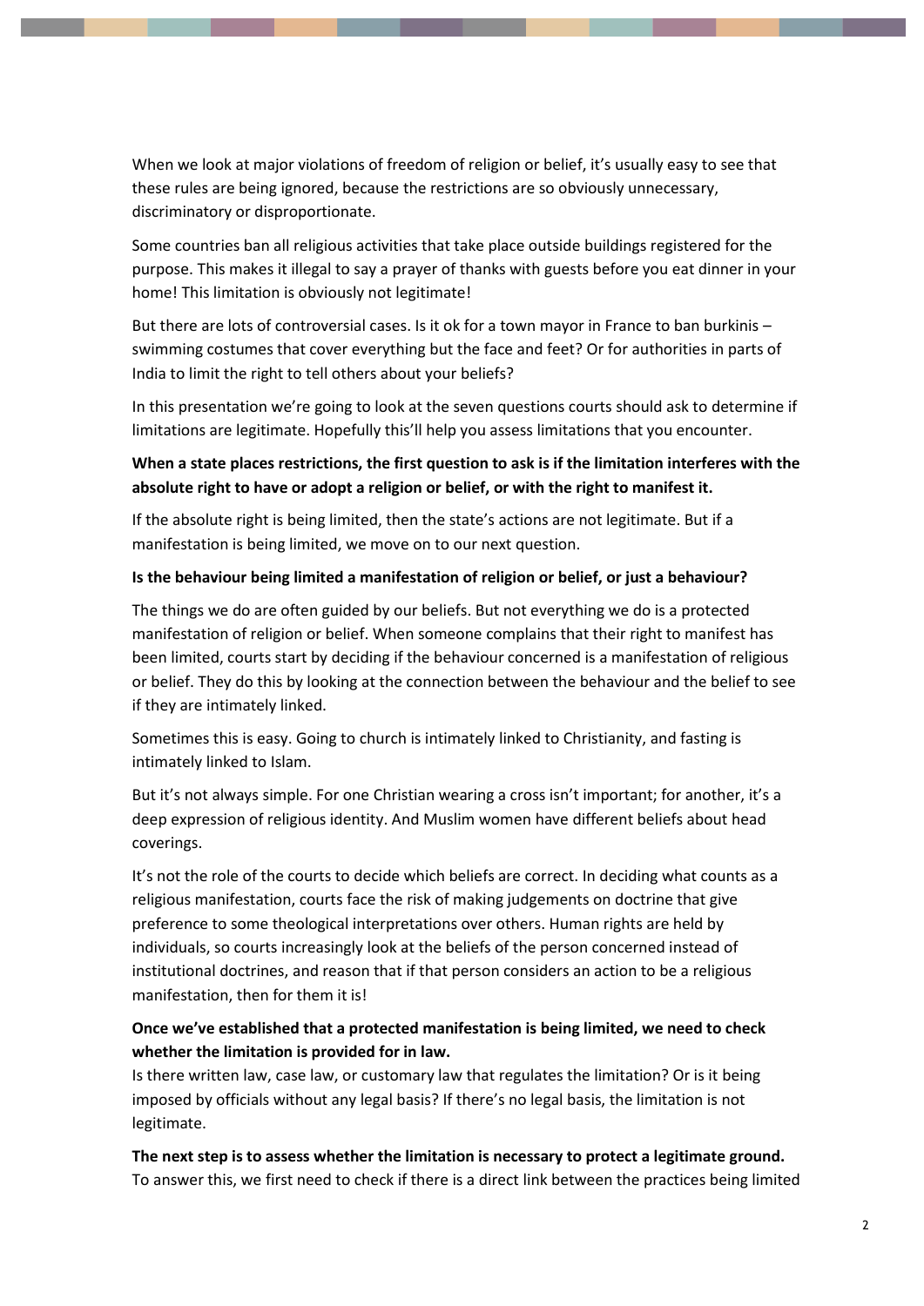When we look at major violations of freedom of religion or belief, it's usually easy to see that these rules are being ignored, because the restrictions are so obviously unnecessary, discriminatory or disproportionate.

Some countries ban all religious activities that take place outside buildings registered for the purpose. This makes it illegal to say a prayer of thanks with guests before you eat dinner in your home! This limitation is obviously not legitimate!

But there are lots of controversial cases. Is it ok for a town mayor in France to ban burkinis – swimming costumes that cover everything but the face and feet? Or for authorities in parts of India to limit the right to tell others about your beliefs?

In this presentation we're going to look at the seven questions courts should ask to determine if limitations are legitimate. Hopefully this'll help you assess limitations that you encounter.

**When a state places restrictions, the first question to ask is if the limitation interferes with the absolute right to have or adopt a religion or belief, or with the right to manifest it.**

If the absolute right is being limited, then the state's actions are not legitimate. But if a manifestation is being limited, we move on to our next question.

**Is the behaviour being limited a manifestation of religion or belief, or just a behaviour?**

The things we do are often guided by our beliefs. But not everything we do is a protected manifestation of religion or belief. When someone complains that their right to manifest has been limited, courts start by deciding if the behaviour concerned is a manifestation of religious or belief. They do this by looking at the connection between the behaviour and the belief to see if they are intimately linked.

Sometimes this is easy. Going to church is intimately linked to Christianity, and fasting is intimately linked to Islam.

But it's not always simple. For one Christian wearing a cross isn't important; for another, it's a deep expression of religious identity. And Muslim women have different beliefs about head coverings.

It's not the role of the courts to decide which beliefs are correct. In deciding what counts as a religious manifestation, courts face the risk of making judgements on doctrine that give preference to some theological interpretations over others. Human rights are held by individuals, so courts increasingly look at the beliefs of the person concerned instead of institutional doctrines, and reason that if that person considers an action to be a religious manifestation, then for them it is!

**Once we've established that a protected manifestation is being limited, we need to check whether the limitation is provided for in law.**

Is there written law, case law, or customary law that regulates the limitation? Or is it being imposed by officials without any legal basis? If there's no legal basis, the limitation is not legitimate.

**The next step is to assess whether the limitation is necessary to protect a legitimate ground.**

To answer this, we first need to check if there is a direct link between the practices being limited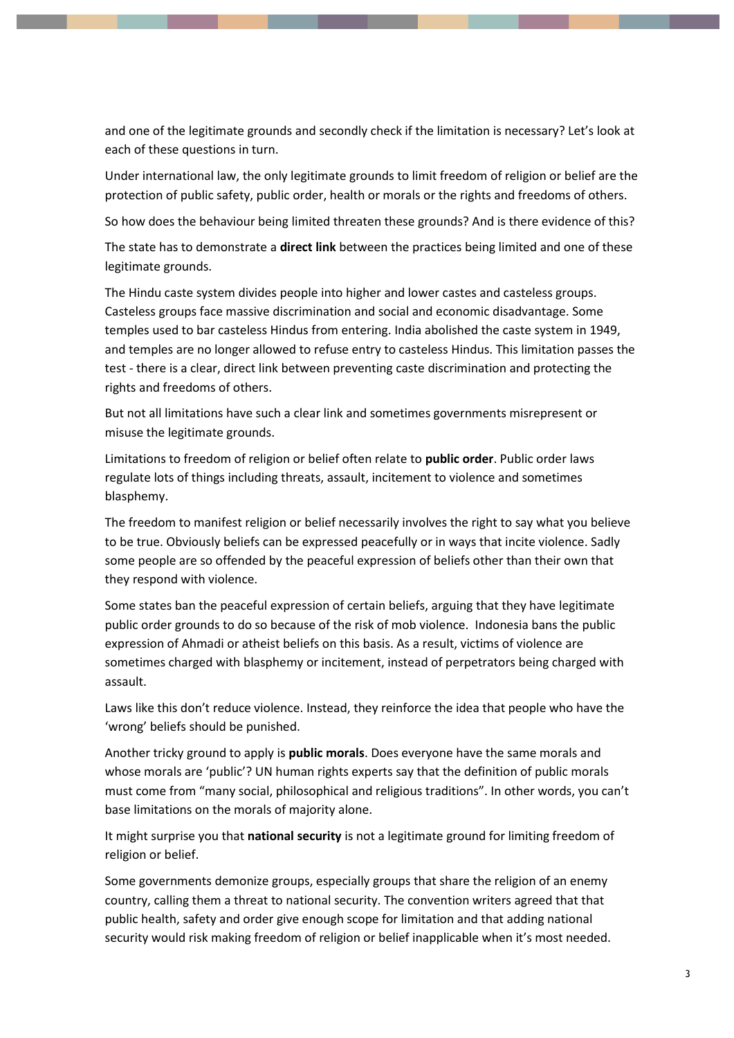and one of the legitimate grounds and secondly check if the limitation is necessary? Let's look at each of these questions in turn.

Under international law, the only legitimate grounds to limit freedom of religion or belief are the protection of public safety, public order, health or morals or the rights and freedoms of others.

So how does the behaviour being limited threaten these grounds? And is there evidence of this?

The state has to demonstrate a **direct link** between the practices being limited and one of these legitimate grounds.

The Hindu caste system divides people into higher and lower castes and casteless groups. Casteless groups face massive discrimination and social and economic disadvantage. Some temples used to bar casteless Hindus from entering. India abolished the caste system in 1949, and temples are no longer allowed to refuse entry to casteless Hindus. This limitation passes the test - there is a clear, direct link between preventing caste discrimination and protecting the rights and freedoms of others.

But not all limitations have such a clear link and sometimes governments misrepresent or misuse the legitimate grounds.

Limitations to freedom of religion or belief often relate to **public order**. Public order laws regulate lots of things including threats, assault, incitement to violence and sometimes blasphemy.

The freedom to manifest religion or belief necessarily involves the right to say what you believe to be true. Obviously beliefs can be expressed peacefully or in ways that incite violence. Sadly some people are so offended by the peaceful expression of beliefs other than their own that they respond with violence.

Some states ban the peaceful expression of certain beliefs, arguing that they have legitimate public order grounds to do so because of the risk of mob violence. Indonesia bans the public expression of Ahmadi or atheist beliefs on this basis. As a result, victims of violence are sometimes charged with blasphemy or incitement, instead of perpetrators being charged with assault.

Laws like this don't reduce violence. Instead, they reinforce the idea that people who have the 'wrong' beliefs should be punished.

Another tricky ground to apply is **public morals**. Does everyone have the same morals and whose morals are 'public'? UN human rights experts say that the definition of public morals must come from "many social, philosophical and religious traditions". In other words, you can't base limitations on the morals of majority alone.

It might surprise you that **national security** is not a legitimate ground for limiting freedom of religion or belief.

Some governments demonize groups, especially groups that share the religion of an enemy country, calling them a threat to national security. The convention writers agreed that that public health, safety and order give enough scope for limitation and that adding national security would risk making freedom of religion or belief inapplicable when it's most needed.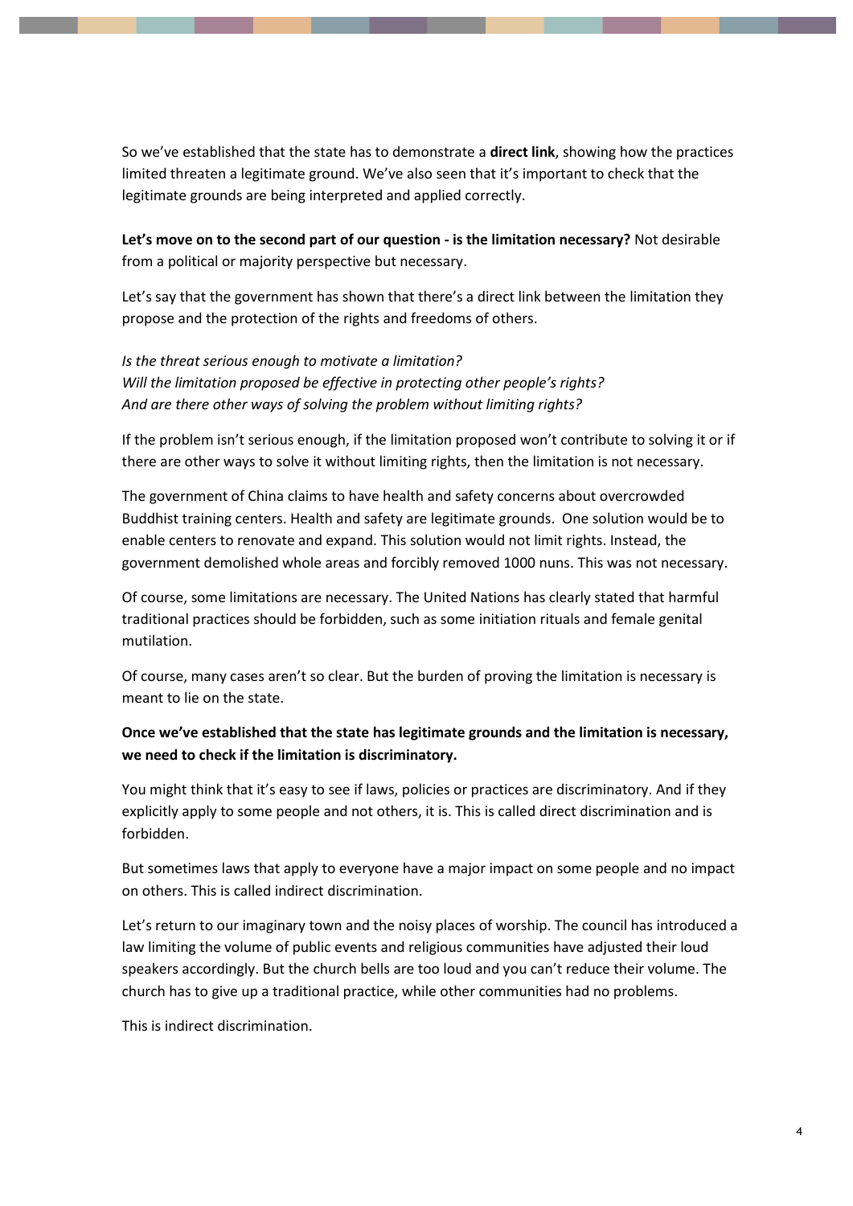So we've established that the state has to demonstrate a **direct link**, showing how the practices limited threaten a legitimate ground. We've also seen that it's important to check that the legitimate grounds are being interpreted and applied correctly.

**Let's move on to the second part of our question - is the limitation necessary?** Not desirable from a political or majority perspective but necessary.

Let's say that the government has shown that there's a direct link between the limitation they propose and the protection of the rights and freedoms of others.

*Is the threat serious enough to motivate a limitation?*
*Will the limitation proposed be effective in protecting other people's rights?*
*And are there other ways of solving the problem without limiting rights?*

If the problem isn't serious enough, if the limitation proposed won't contribute to solving it or if there are other ways to solve it without limiting rights, then the limitation is not necessary.

The government of China claims to have health and safety concerns about overcrowded Buddhist training centers. Health and safety are legitimate grounds. One solution would be to enable centers to renovate and expand. This solution would not limit rights. Instead, the government demolished whole areas and forcibly removed 1000 nuns. This was not necessary.

Of course, some limitations are necessary. The United Nations has clearly stated that harmful traditional practices should be forbidden, such as some initiation rituals and female genital mutilation.

Of course, many cases aren't so clear. But the burden of proving the limitation is necessary is meant to lie on the state.

**Once we've established that the state has legitimate grounds and the limitation is necessary, we need to check if the limitation is discriminatory.**

You might think that it's easy to see if laws, policies or practices are discriminatory. And if they explicitly apply to some people and not others, it is. This is called direct discrimination and is forbidden.

But sometimes laws that apply to everyone have a major impact on some people and no impact on others. This is called indirect discrimination.

Let's return to our imaginary town and the noisy places of worship. The council has introduced a law limiting the volume of public events and religious communities have adjusted their loud speakers accordingly. But the church bells are too loud and you can't reduce their volume. The church has to give up a traditional practice, while other communities had no problems.

This is indirect discrimination.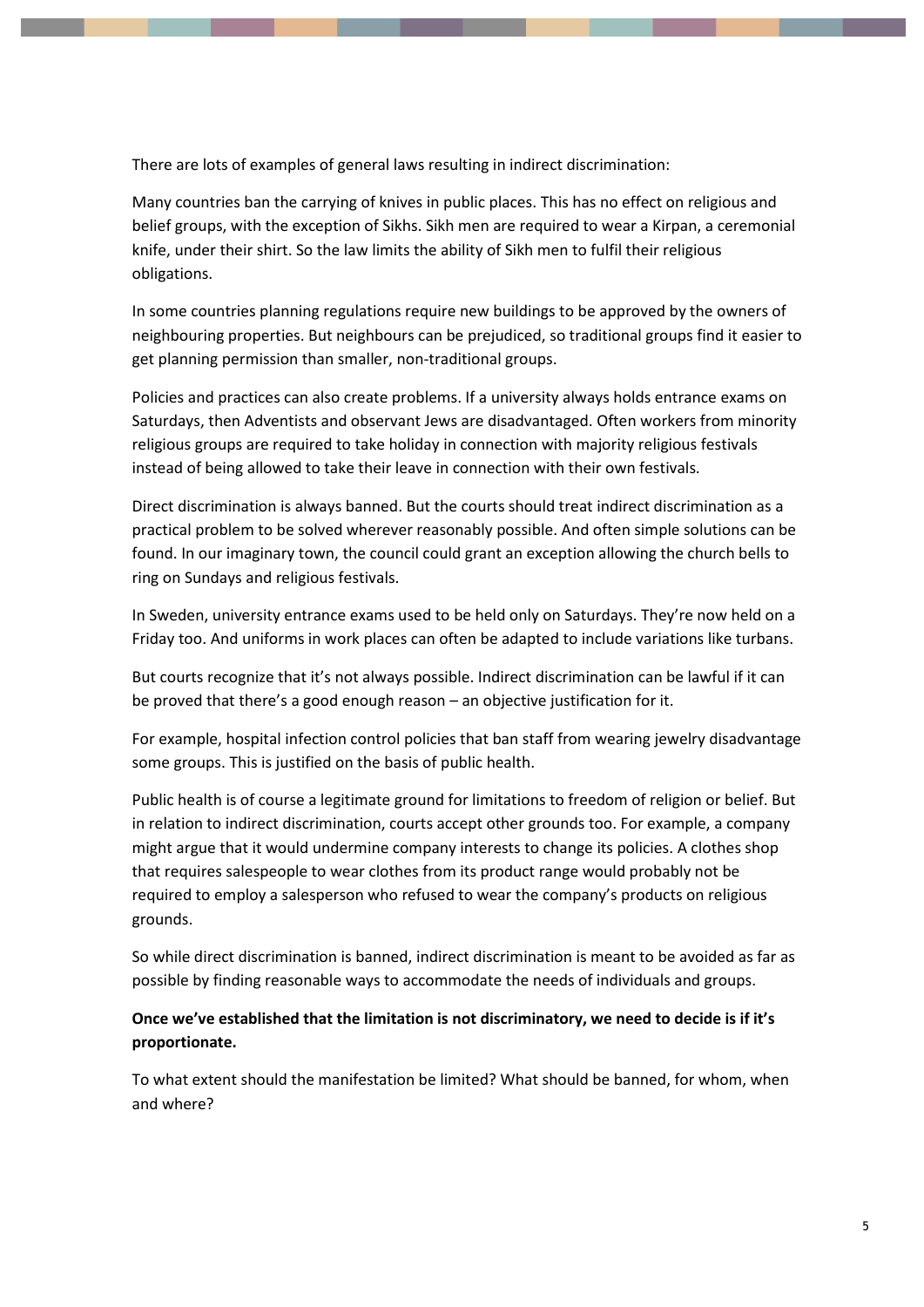There are lots of examples of general laws resulting in indirect discrimination:

Many countries ban the carrying of knives in public places. This has no effect on religious and belief groups, with the exception of Sikhs. Sikh men are required to wear a Kirpan, a ceremonial knife, under their shirt. So the law limits the ability of Sikh men to fulfil their religious obligations.

In some countries planning regulations require new buildings to be approved by the owners of neighbouring properties. But neighbours can be prejudiced, so traditional groups find it easier to get planning permission than smaller, non-traditional groups.

Policies and practices can also create problems. If a university always holds entrance exams on Saturdays, then Adventists and observant Jews are disadvantaged. Often workers from minority religious groups are required to take holiday in connection with majority religious festivals instead of being allowed to take their leave in connection with their own festivals.

Direct discrimination is always banned. But the courts should treat indirect discrimination as a practical problem to be solved wherever reasonably possible. And often simple solutions can be found. In our imaginary town, the council could grant an exception allowing the church bells to ring on Sundays and religious festivals.

In Sweden, university entrance exams used to be held only on Saturdays. They're now held on a Friday too. And uniforms in work places can often be adapted to include variations like turbans.

But courts recognize that it's not always possible. Indirect discrimination can be lawful if it can be proved that there's a good enough reason – an objective justification for it.

For example, hospital infection control policies that ban staff from wearing jewelry disadvantage some groups. This is justified on the basis of public health.

Public health is of course a legitimate ground for limitations to freedom of religion or belief. But in relation to indirect discrimination, courts accept other grounds too. For example, a company might argue that it would undermine company interests to change its policies. A clothes shop that requires salespeople to wear clothes from its product range would probably not be required to employ a salesperson who refused to wear the company's products on religious grounds.

So while direct discrimination is banned, indirect discrimination is meant to be avoided as far as possible by finding reasonable ways to accommodate the needs of individuals and groups.

**Once we've established that the limitation is not discriminatory, we need to decide is if it's proportionate.**

To what extent should the manifestation be limited? What should be banned, for whom, when and where?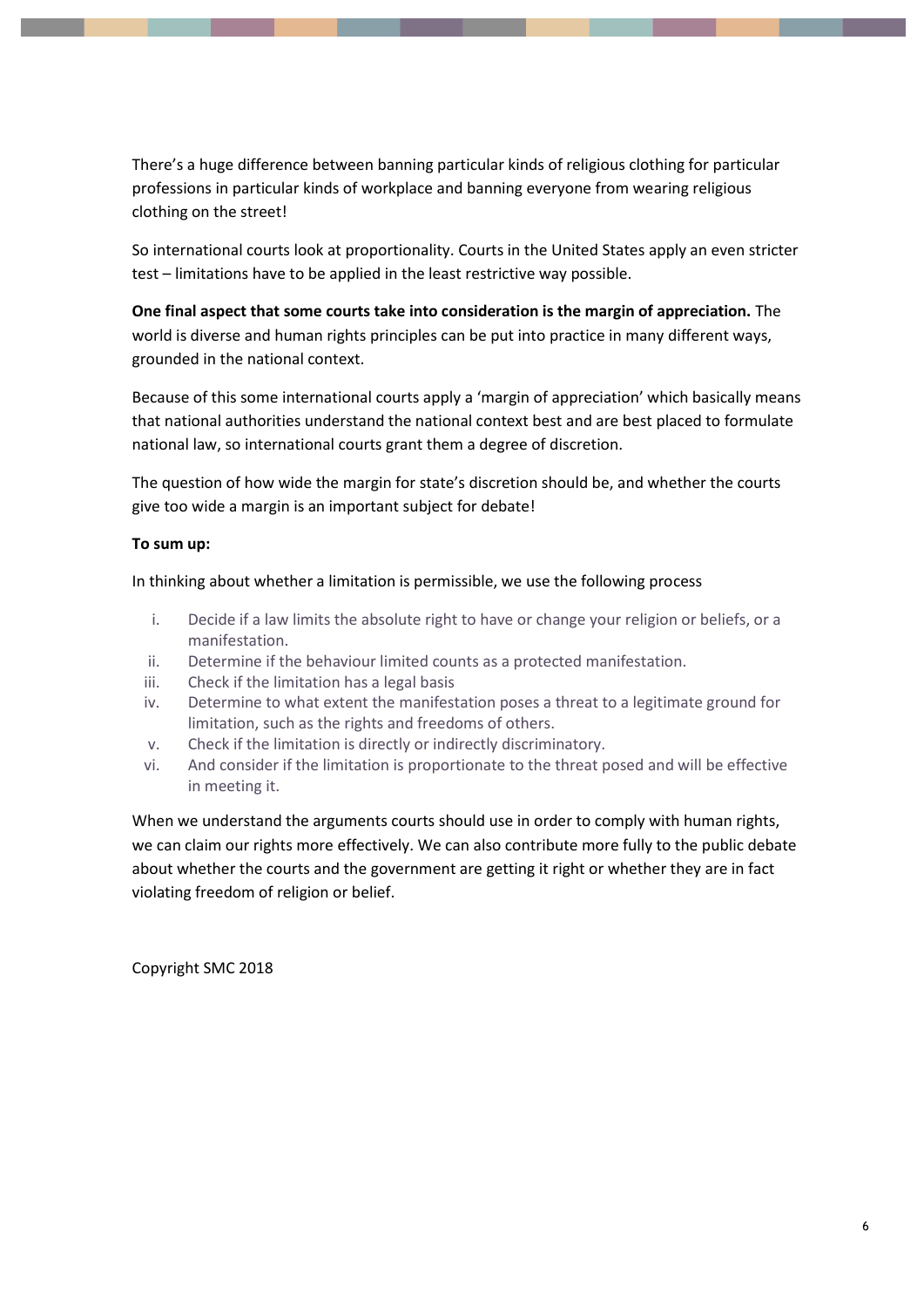There's a huge difference between banning particular kinds of religious clothing for particular professions in particular kinds of workplace and banning everyone from wearing religious clothing on the street!

So international courts look at proportionality. Courts in the United States apply an even stricter test – limitations have to be applied in the least restrictive way possible.

**One final aspect that some courts take into consideration is the margin of appreciation.** The world is diverse and human rights principles can be put into practice in many different ways, grounded in the national context.

Because of this some international courts apply a 'margin of appreciation' which basically means that national authorities understand the national context best and are best placed to formulate national law, so international courts grant them a degree of discretion.

The question of how wide the margin for state's discretion should be, and whether the courts give too wide a margin is an important subject for debate!

**To sum up:**

In thinking about whether a limitation is permissible, we use the following process

i. Decide if a law limits the absolute right to have or change your religion or beliefs, or a manifestation.
ii. Determine if the behaviour limited counts as a protected manifestation.
iii. Check if the limitation has a legal basis
iv. Determine to what extent the manifestation poses a threat to a legitimate ground for limitation, such as the rights and freedoms of others.
v. Check if the limitation is directly or indirectly discriminatory.
vi. And consider if the limitation is proportionate to the threat posed and will be effective in meeting it.

When we understand the arguments courts should use in order to comply with human rights, we can claim our rights more effectively. We can also contribute more fully to the public debate about whether the courts and the government are getting it right or whether they are in fact violating freedom of religion or belief.

Copyright SMC 2018